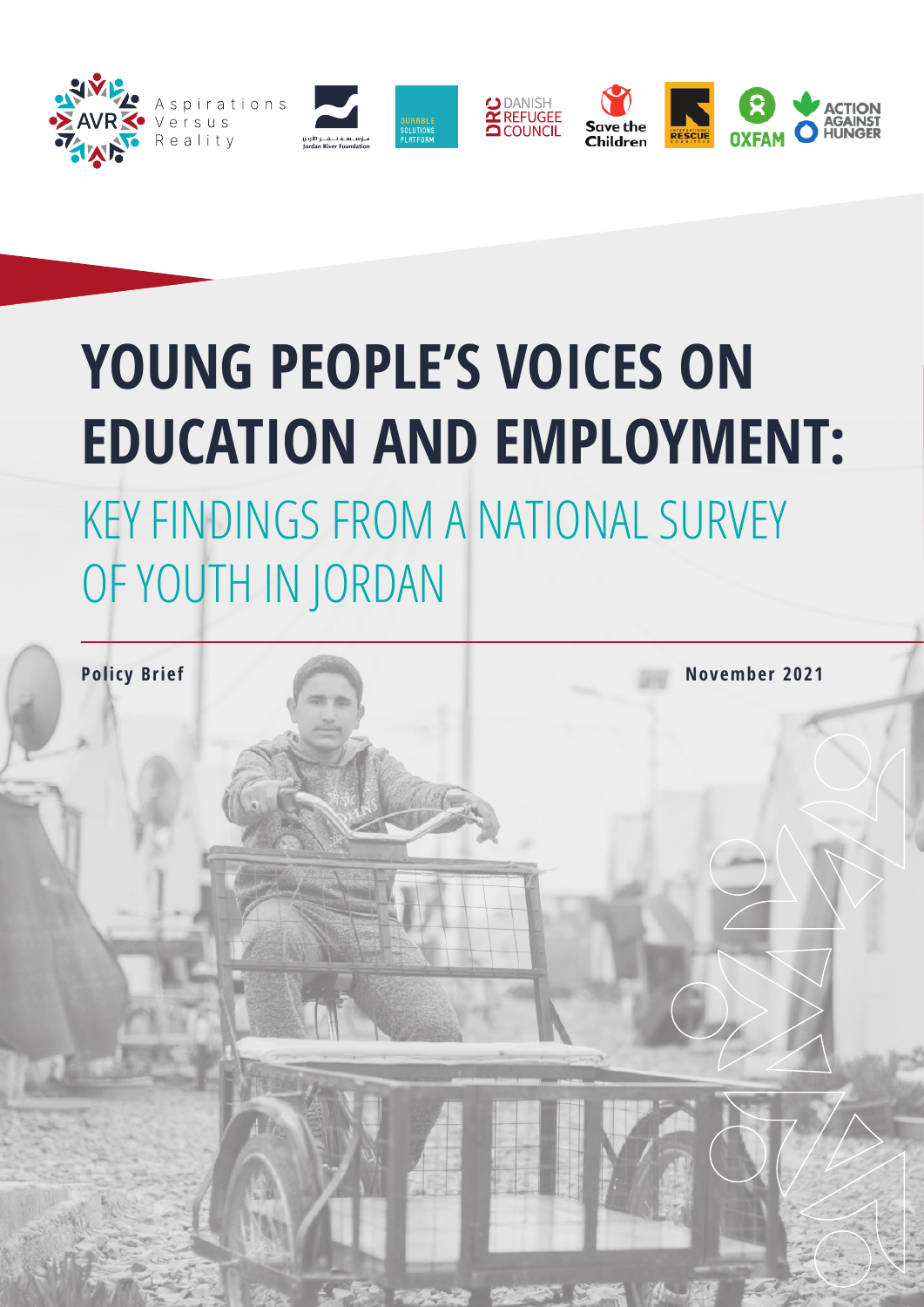Aspirations Versus Reality

Jordan River Foundation

DURABLE SOLUTIONS PLATFORM

DANISH REFUGEE COUNCIL

Save the Children

INTERNATIONAL RESCUE COMMITTEE

OXFAM

ACTION AGAINST HUNGER

# YOUNG PEOPLE'S VOICES ON EDUCATION AND EMPLOYMENT:

## KEY FINDINGS FROM A NATIONAL SURVEY OF YOUTH IN JORDAN

**Policy Brief**

**November 2021**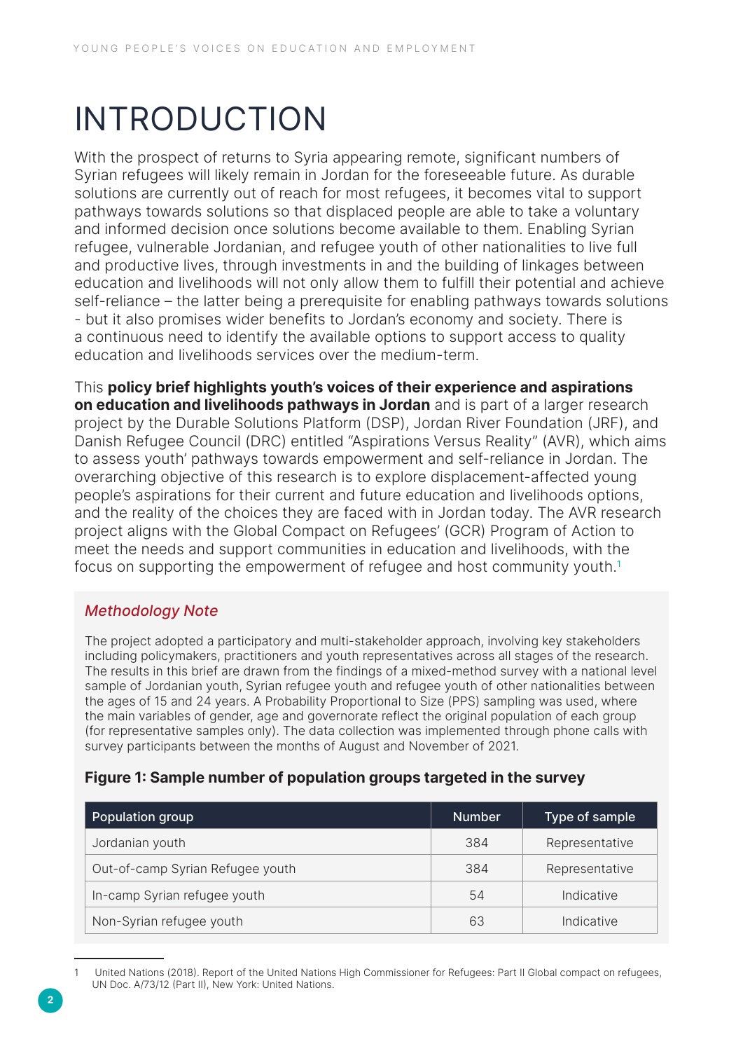# INTRODUCTION

With the prospect of returns to Syria appearing remote, significant numbers of Syrian refugees will likely remain in Jordan for the foreseeable future. As durable solutions are currently out of reach for most refugees, it becomes vital to support pathways towards solutions so that displaced people are able to take a voluntary and informed decision once solutions become available to them. Enabling Syrian refugee, vulnerable Jordanian, and refugee youth of other nationalities to live full and productive lives, through investments in and the building of linkages between education and livelihoods will not only allow them to fulfill their potential and achieve self-reliance – the latter being a prerequisite for enabling pathways towards solutions - but it also promises wider benefits to Jordan's economy and society. There is a continuous need to identify the available options to support access to quality education and livelihoods services over the medium-term.

This **policy brief highlights youth's voices of their experience and aspirations on education and livelihoods pathways in Jordan** and is part of a larger research project by the Durable Solutions Platform (DSP), Jordan River Foundation (JRF), and Danish Refugee Council (DRC) entitled "Aspirations Versus Reality" (AVR), which aims to assess youth' pathways towards empowerment and self-reliance in Jordan. The overarching objective of this research is to explore displacement-affected young people's aspirations for their current and future education and livelihoods options, and the reality of the choices they are faced with in Jordan today. The AVR research project aligns with the Global Compact on Refugees' (GCR) Program of Action to meet the needs and support communities in education and livelihoods, with the focus on supporting the empowerment of refugee and host community youth.[1]

### *Methodology Note*

The project adopted a participatory and multi-stakeholder approach, involving key stakeholders including policymakers, practitioners and youth representatives across all stages of the research. The results in this brief are drawn from the findings of a mixed-method survey with a national level sample of Jordanian youth, Syrian refugee youth and refugee youth of other nationalities between the ages of 15 and 24 years. A Probability Proportional to Size (PPS) sampling was used, where the main variables of gender, age and governorate reflect the original population of each group (for representative samples only). The data collection was implemented through phone calls with survey participants between the months of August and November of 2021.

**Figure 1: Sample number of population groups targeted in the survey**

| Population group | Number | Type of sample |
|---|---|---|
| Jordanian youth | 384 | Representative |
| Out-of-camp Syrian Refugee youth | 384 | Representative |
| In-camp Syrian refugee youth | 54 | Indicative |
| Non-Syrian refugee youth | 63 | Indicative |

1 United Nations (2018). Report of the United Nations High Commissioner for Refugees: Part II Global compact on refugees, UN Doc. A/73/12 (Part II), New York: United Nations.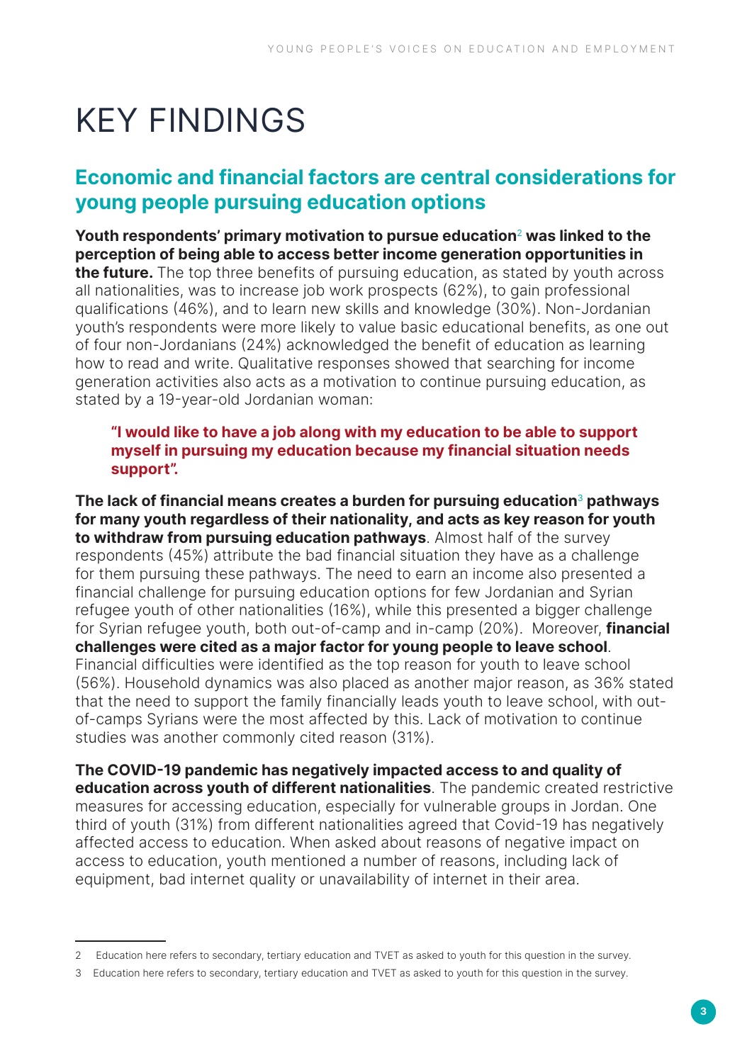# KEY FINDINGS

## Economic and financial factors are central considerations for young people pursuing education options

**Youth respondents' primary motivation to pursue education[2] was linked to the perception of being able to access better income generation opportunities in the future.** The top three benefits of pursuing education, as stated by youth across all nationalities, was to increase job work prospects (62%), to gain professional qualifications (46%), and to learn new skills and knowledge (30%). Non-Jordanian youth's respondents were more likely to value basic educational benefits, as one out of four non-Jordanians (24%) acknowledged the benefit of education as learning how to read and write. Qualitative responses showed that searching for income generation activities also acts as a motivation to continue pursuing education, as stated by a 19-year-old Jordanian woman:

> **"I would like to have a job along with my education to be able to support myself in pursuing my education because my financial situation needs support".**

**The lack of financial means creates a burden for pursuing education[3] pathways for many youth regardless of their nationality, and acts as key reason for youth to withdraw from pursuing education pathways**. Almost half of the survey respondents (45%) attribute the bad financial situation they have as a challenge for them pursuing these pathways. The need to earn an income also presented a financial challenge for pursuing education options for few Jordanian and Syrian refugee youth of other nationalities (16%), while this presented a bigger challenge for Syrian refugee youth, both out-of-camp and in-camp (20%). Moreover, **financial challenges were cited as a major factor for young people to leave school**. Financial difficulties were identified as the top reason for youth to leave school (56%). Household dynamics was also placed as another major reason, as 36% stated that the need to support the family financially leads youth to leave school, with out-of-camps Syrians were the most affected by this. Lack of motivation to continue studies was another commonly cited reason (31%).

**The COVID-19 pandemic has negatively impacted access to and quality of education across youth of different nationalities**. The pandemic created restrictive measures for accessing education, especially for vulnerable groups in Jordan. One third of youth (31%) from different nationalities agreed that Covid-19 has negatively affected access to education. When asked about reasons of negative impact on access to education, youth mentioned a number of reasons, including lack of equipment, bad internet quality or unavailability of internet in their area.

---

2 Education here refers to secondary, tertiary education and TVET as asked to youth for this question in the survey.

3 Education here refers to secondary, tertiary education and TVET as asked to youth for this question in the survey.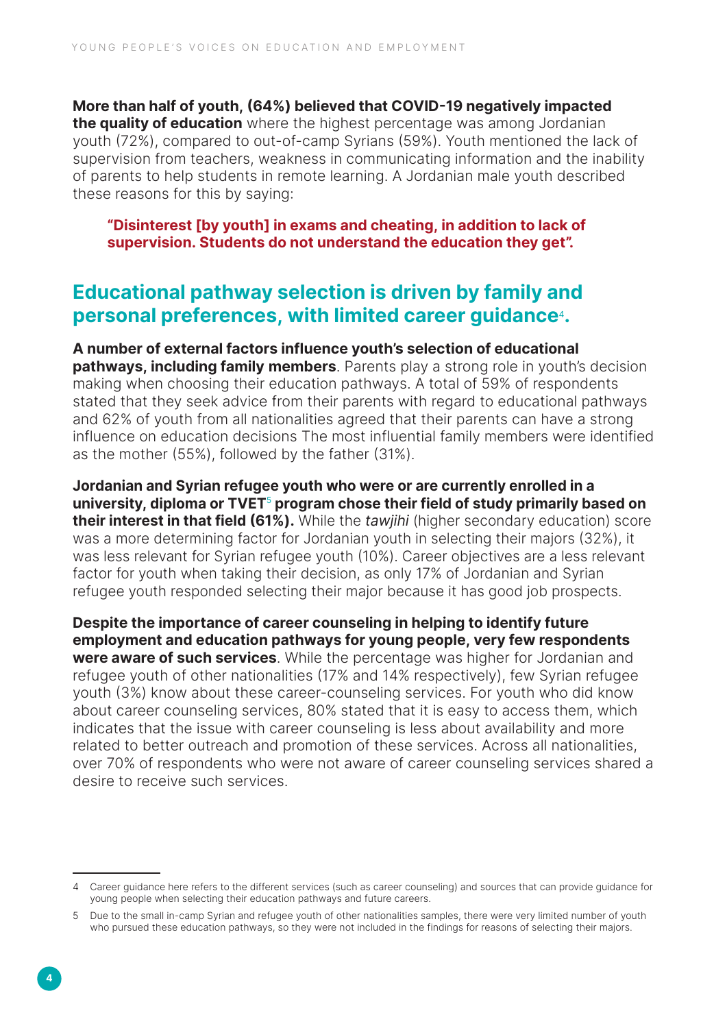**More than half of youth, (64%) believed that COVID-19 negatively impacted the quality of education** where the highest percentage was among Jordanian youth (72%), compared to out-of-camp Syrians (59%). Youth mentioned the lack of supervision from teachers, weakness in communicating information and the inability of parents to help students in remote learning. A Jordanian male youth described these reasons for this by saying:

> **"Disinterest [by youth] in exams and cheating, in addition to lack of supervision. Students do not understand the education they get".**

## Educational pathway selection is driven by family and personal preferences, with limited career guidance[4].

**A number of external factors influence youth's selection of educational pathways, including family members**. Parents play a strong role in youth's decision making when choosing their education pathways. A total of 59% of respondents stated that they seek advice from their parents with regard to educational pathways and 62% of youth from all nationalities agreed that their parents can have a strong influence on education decisions The most influential family members were identified as the mother (55%), followed by the father (31%).

**Jordanian and Syrian refugee youth who were or are currently enrolled in a university, diploma or TVET[5] program chose their field of study primarily based on their interest in that field (61%).** While the *tawjihi* (higher secondary education) score was a more determining factor for Jordanian youth in selecting their majors (32%), it was less relevant for Syrian refugee youth (10%). Career objectives are a less relevant factor for youth when taking their decision, as only 17% of Jordanian and Syrian refugee youth responded selecting their major because it has good job prospects.

**Despite the importance of career counseling in helping to identify future employment and education pathways for young people, very few respondents were aware of such services**. While the percentage was higher for Jordanian and refugee youth of other nationalities (17% and 14% respectively), few Syrian refugee youth (3%) know about these career-counseling services. For youth who did know about career counseling services, 80% stated that it is easy to access them, which indicates that the issue with career counseling is less about availability and more related to better outreach and promotion of these services. Across all nationalities, over 70% of respondents who were not aware of career counseling services shared a desire to receive such services.

---

4 Career guidance here refers to the different services (such as career counseling) and sources that can provide guidance for young people when selecting their education pathways and future careers.

5 Due to the small in-camp Syrian and refugee youth of other nationalities samples, there were very limited number of youth who pursued these education pathways, so they were not included in the findings for reasons of selecting their majors.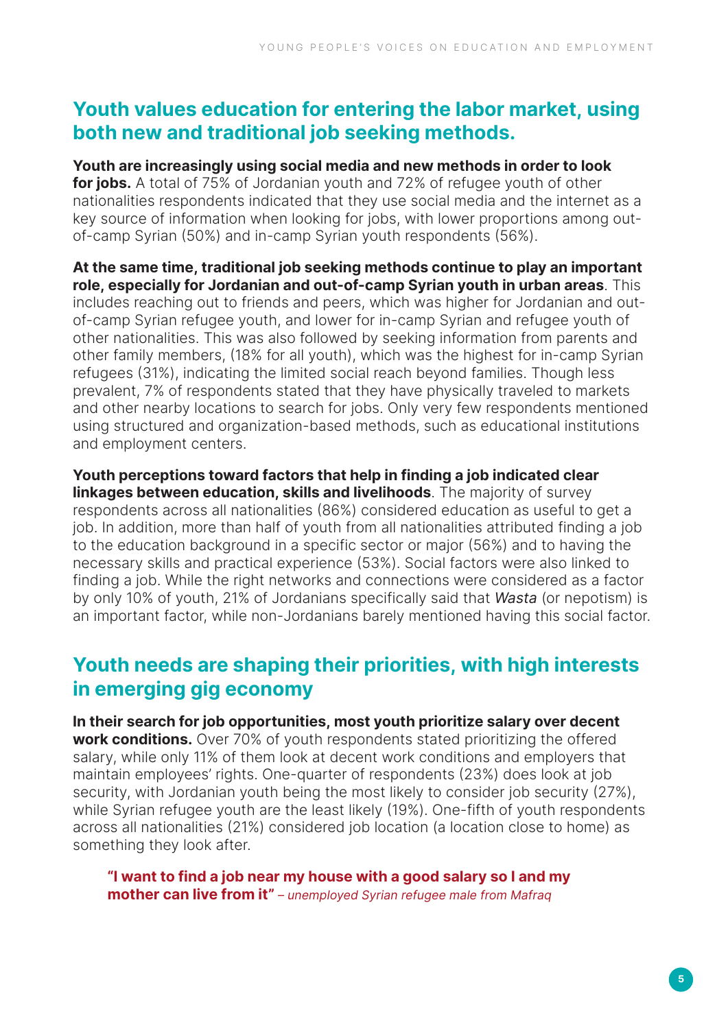## Youth values education for entering the labor market, using both new and traditional job seeking methods.

**Youth are increasingly using social media and new methods in order to look for jobs.** A total of 75% of Jordanian youth and 72% of refugee youth of other nationalities respondents indicated that they use social media and the internet as a key source of information when looking for jobs, with lower proportions among out-of-camp Syrian (50%) and in-camp Syrian youth respondents (56%).

**At the same time, traditional job seeking methods continue to play an important role, especially for Jordanian and out-of-camp Syrian youth in urban areas**. This includes reaching out to friends and peers, which was higher for Jordanian and out-of-camp Syrian refugee youth, and lower for in-camp Syrian and refugee youth of other nationalities. This was also followed by seeking information from parents and other family members, (18% for all youth), which was the highest for in-camp Syrian refugees (31%), indicating the limited social reach beyond families. Though less prevalent, 7% of respondents stated that they have physically traveled to markets and other nearby locations to search for jobs. Only very few respondents mentioned using structured and organization-based methods, such as educational institutions and employment centers.

**Youth perceptions toward factors that help in finding a job indicated clear linkages between education, skills and livelihoods**. The majority of survey respondents across all nationalities (86%) considered education as useful to get a job. In addition, more than half of youth from all nationalities attributed finding a job to the education background in a specific sector or major (56%) and to having the necessary skills and practical experience (53%). Social factors were also linked to finding a job. While the right networks and connections were considered as a factor by only 10% of youth, 21% of Jordanians specifically said that *Wasta* (or nepotism) is an important factor, while non-Jordanians barely mentioned having this social factor.

## Youth needs are shaping their priorities, with high interests in emerging gig economy

**In their search for job opportunities, most youth prioritize salary over decent work conditions.** Over 70% of youth respondents stated prioritizing the offered salary, while only 11% of them look at decent work conditions and employers that maintain employees' rights. One-quarter of respondents (23%) does look at job security, with Jordanian youth being the most likely to consider job security (27%), while Syrian refugee youth are the least likely (19%). One-fifth of youth respondents across all nationalities (21%) considered job location (a location close to home) as something they look after.

> **"I want to find a job near my house with a good salary so I and my mother can live from it"** *– unemployed Syrian refugee male from Mafraq*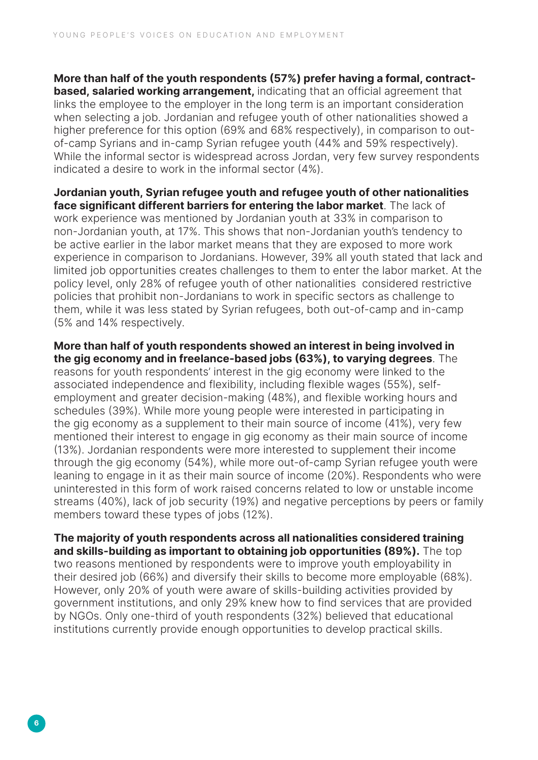**More than half of the youth respondents (57%) prefer having a formal, contract-based, salaried working arrangement,** indicating that an official agreement that links the employee to the employer in the long term is an important consideration when selecting a job. Jordanian and refugee youth of other nationalities showed a higher preference for this option (69% and 68% respectively), in comparison to out-of-camp Syrians and in-camp Syrian refugee youth (44% and 59% respectively). While the informal sector is widespread across Jordan, very few survey respondents indicated a desire to work in the informal sector (4%).

**Jordanian youth, Syrian refugee youth and refugee youth of other nationalities face significant different barriers for entering the labor market**. The lack of work experience was mentioned by Jordanian youth at 33% in comparison to non-Jordanian youth, at 17%. This shows that non-Jordanian youth's tendency to be active earlier in the labor market means that they are exposed to more work experience in comparison to Jordanians. However, 39% all youth stated that lack and limited job opportunities creates challenges to them to enter the labor market. At the policy level, only 28% of refugee youth of other nationalities considered restrictive policies that prohibit non-Jordanians to work in specific sectors as challenge to them, while it was less stated by Syrian refugees, both out-of-camp and in-camp (5% and 14% respectively.

**More than half of youth respondents showed an interest in being involved in the gig economy and in freelance-based jobs (63%), to varying degrees**. The reasons for youth respondents' interest in the gig economy were linked to the associated independence and flexibility, including flexible wages (55%), self-employment and greater decision-making (48%), and flexible working hours and schedules (39%). While more young people were interested in participating in the gig economy as a supplement to their main source of income (41%), very few mentioned their interest to engage in gig economy as their main source of income (13%). Jordanian respondents were more interested to supplement their income through the gig economy (54%), while more out-of-camp Syrian refugee youth were leaning to engage in it as their main source of income (20%). Respondents who were uninterested in this form of work raised concerns related to low or unstable income streams (40%), lack of job security (19%) and negative perceptions by peers or family members toward these types of jobs (12%).

**The majority of youth respondents across all nationalities considered training and skills-building as important to obtaining job opportunities (89%).** The top two reasons mentioned by respondents were to improve youth employability in their desired job (66%) and diversify their skills to become more employable (68%). However, only 20% of youth were aware of skills-building activities provided by government institutions, and only 29% knew how to find services that are provided by NGOs. Only one-third of youth respondents (32%) believed that educational institutions currently provide enough opportunities to develop practical skills.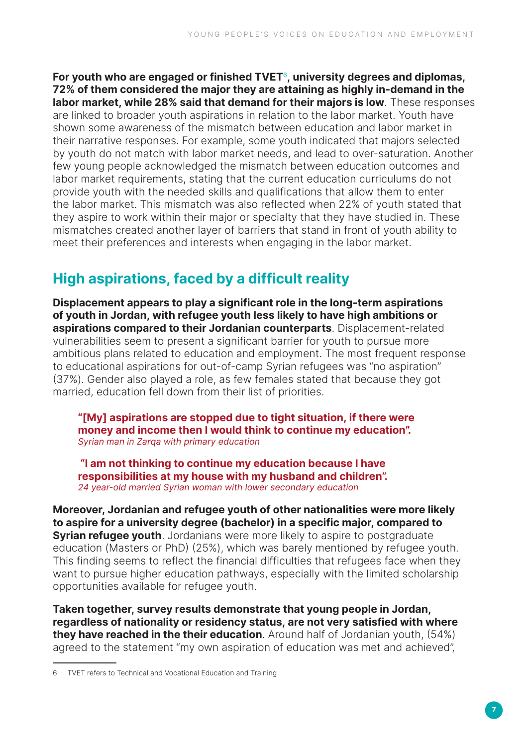**For youth who are engaged or finished TVET[6], university degrees and diplomas, 72% of them considered the major they are attaining as highly in-demand in the labor market, while 28% said that demand for their majors is low**. These responses are linked to broader youth aspirations in relation to the labor market. Youth have shown some awareness of the mismatch between education and labor market in their narrative responses. For example, some youth indicated that majors selected by youth do not match with labor market needs, and lead to over-saturation. Another few young people acknowledged the mismatch between education outcomes and labor market requirements, stating that the current education curriculums do not provide youth with the needed skills and qualifications that allow them to enter the labor market. This mismatch was also reflected when 22% of youth stated that they aspire to work within their major or specialty that they have studied in. These mismatches created another layer of barriers that stand in front of youth ability to meet their preferences and interests when engaging in the labor market.

## High aspirations, faced by a difficult reality

**Displacement appears to play a significant role in the long-term aspirations of youth in Jordan, with refugee youth less likely to have high ambitions or aspirations compared to their Jordanian counterparts**. Displacement-related vulnerabilities seem to present a significant barrier for youth to pursue more ambitious plans related to education and employment. The most frequent response to educational aspirations for out-of-camp Syrian refugees was "no aspiration" (37%). Gender also played a role, as few females stated that because they got married, education fell down from their list of priorities.

> **"[My] aspirations are stopped due to tight situation, if there were money and income then I would think to continue my education".**
> *Syrian man in Zarqa with primary education*

> **"I am not thinking to continue my education because I have responsibilities at my house with my husband and children".**
> *24 year-old married Syrian woman with lower secondary education*

**Moreover, Jordanian and refugee youth of other nationalities were more likely to aspire for a university degree (bachelor) in a specific major, compared to Syrian refugee youth**. Jordanians were more likely to aspire to postgraduate education (Masters or PhD) (25%), which was barely mentioned by refugee youth. This finding seems to reflect the financial difficulties that refugees face when they want to pursue higher education pathways, especially with the limited scholarship opportunities available for refugee youth.

**Taken together, survey results demonstrate that young people in Jordan, regardless of nationality or residency status, are not very satisfied with where they have reached in the their education**. Around half of Jordanian youth, (54%) agreed to the statement "my own aspiration of education was met and achieved",

---

6 TVET refers to Technical and Vocational Education and Training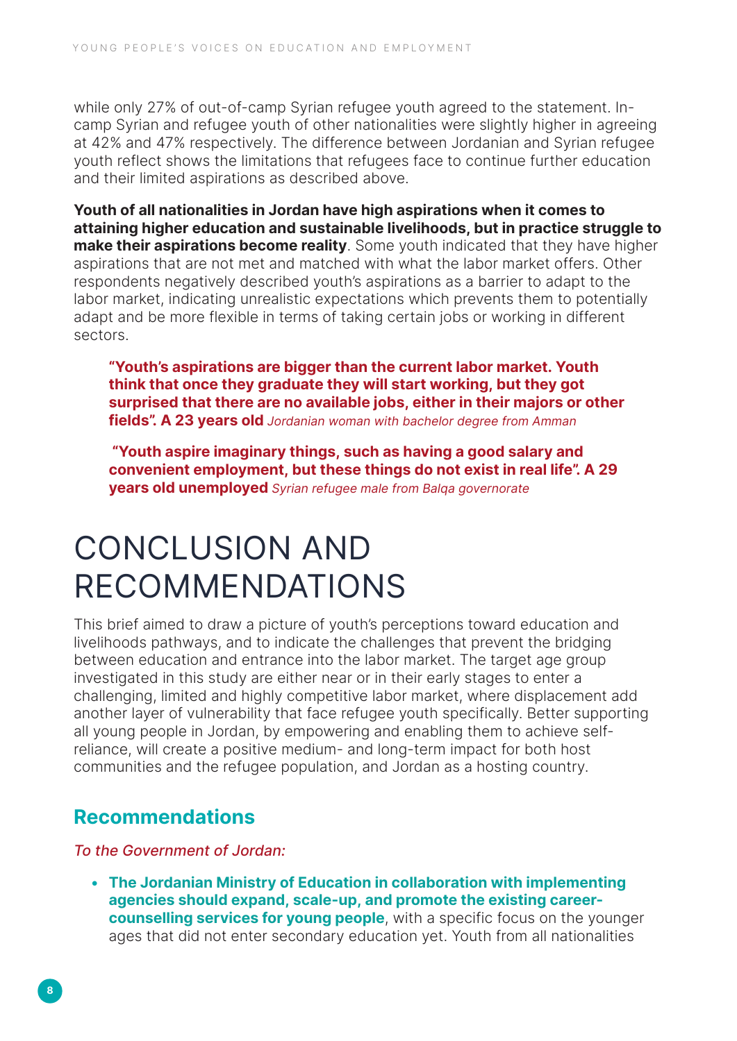while only 27% of out-of-camp Syrian refugee youth agreed to the statement. In-camp Syrian and refugee youth of other nationalities were slightly higher in agreeing at 42% and 47% respectively. The difference between Jordanian and Syrian refugee youth reflect shows the limitations that refugees face to continue further education and their limited aspirations as described above.

**Youth of all nationalities in Jordan have high aspirations when it comes to attaining higher education and sustainable livelihoods, but in practice struggle to make their aspirations become reality**. Some youth indicated that they have higher aspirations that are not met and matched with what the labor market offers. Other respondents negatively described youth's aspirations as a barrier to adapt to the labor market, indicating unrealistic expectations which prevents them to potentially adapt and be more flexible in terms of taking certain jobs or working in different sectors.

> **"Youth's aspirations are bigger than the current labor market. Youth think that once they graduate they will start working, but they got surprised that there are no available jobs, either in their majors or other fields". A 23 years old** *Jordanian woman with bachelor degree from Amman*

> **"Youth aspire imaginary things, such as having a good salary and convenient employment, but these things do not exist in real life". A 29 years old unemployed** *Syrian refugee male from Balqa governorate*

# CONCLUSION AND RECOMMENDATIONS

This brief aimed to draw a picture of youth's perceptions toward education and livelihoods pathways, and to indicate the challenges that prevent the bridging between education and entrance into the labor market. The target age group investigated in this study are either near or in their early stages to enter a challenging, limited and highly competitive labor market, where displacement add another layer of vulnerability that face refugee youth specifically. Better supporting all young people in Jordan, by empowering and enabling them to achieve self-reliance, will create a positive medium- and long-term impact for both host communities and the refugee population, and Jordan as a hosting country.

## Recommendations

*To the Government of Jordan:*

- **The Jordanian Ministry of Education in collaboration with implementing agencies should expand, scale-up, and promote the existing career-counselling services for young people**, with a specific focus on the younger ages that did not enter secondary education yet. Youth from all nationalities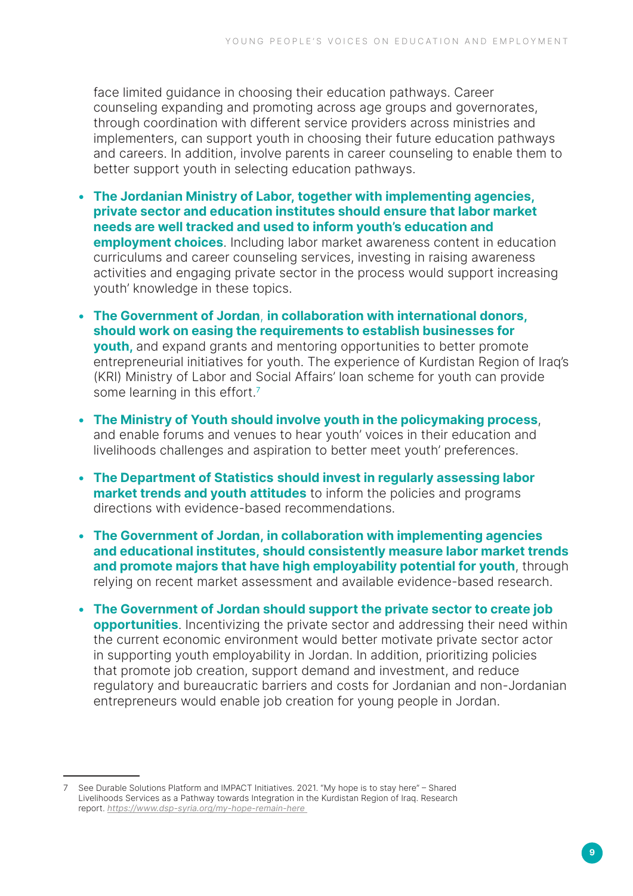face limited guidance in choosing their education pathways. Career counseling expanding and promoting across age groups and governorates, through coordination with different service providers across ministries and implementers, can support youth in choosing their future education pathways and careers. In addition, involve parents in career counseling to enable them to better support youth in selecting education pathways.

- **The Jordanian Ministry of Labor, together with implementing agencies, private sector and education institutes should ensure that labor market needs are well tracked and used to inform youth's education and employment choices**. Including labor market awareness content in education curriculums and career counseling services, investing in raising awareness activities and engaging private sector in the process would support increasing youth' knowledge in these topics.
- **The Government of Jordan**, **in collaboration with international donors, should work on easing the requirements to establish businesses for youth,** and expand grants and mentoring opportunities to better promote entrepreneurial initiatives for youth. The experience of Kurdistan Region of Iraq's (KRI) Ministry of Labor and Social Affairs' loan scheme for youth can provide some learning in this effort.[7]
- **The Ministry of Youth should involve youth in the policymaking process**, and enable forums and venues to hear youth' voices in their education and livelihoods challenges and aspiration to better meet youth' preferences.
- **The Department of Statistics should invest in regularly assessing labor market trends and youth attitudes** to inform the policies and programs directions with evidence-based recommendations.
- **The Government of Jordan, in collaboration with implementing agencies and educational institutes, should consistently measure labor market trends and promote majors that have high employability potential for youth**, through relying on recent market assessment and available evidence-based research.
- **The Government of Jordan should support the private sector to create job opportunities**. Incentivizing the private sector and addressing their need within the current economic environment would better motivate private sector actor in supporting youth employability in Jordan. In addition, prioritizing policies that promote job creation, support demand and investment, and reduce regulatory and bureaucratic barriers and costs for Jordanian and non-Jordanian entrepreneurs would enable job creation for young people in Jordan.

---

7 See Durable Solutions Platform and IMPACT Initiatives. 2021. "My hope is to stay here" – Shared Livelihoods Services as a Pathway towards Integration in the Kurdistan Region of Iraq. Research report. *https://www.dsp-syria.org/my-hope-remain-here*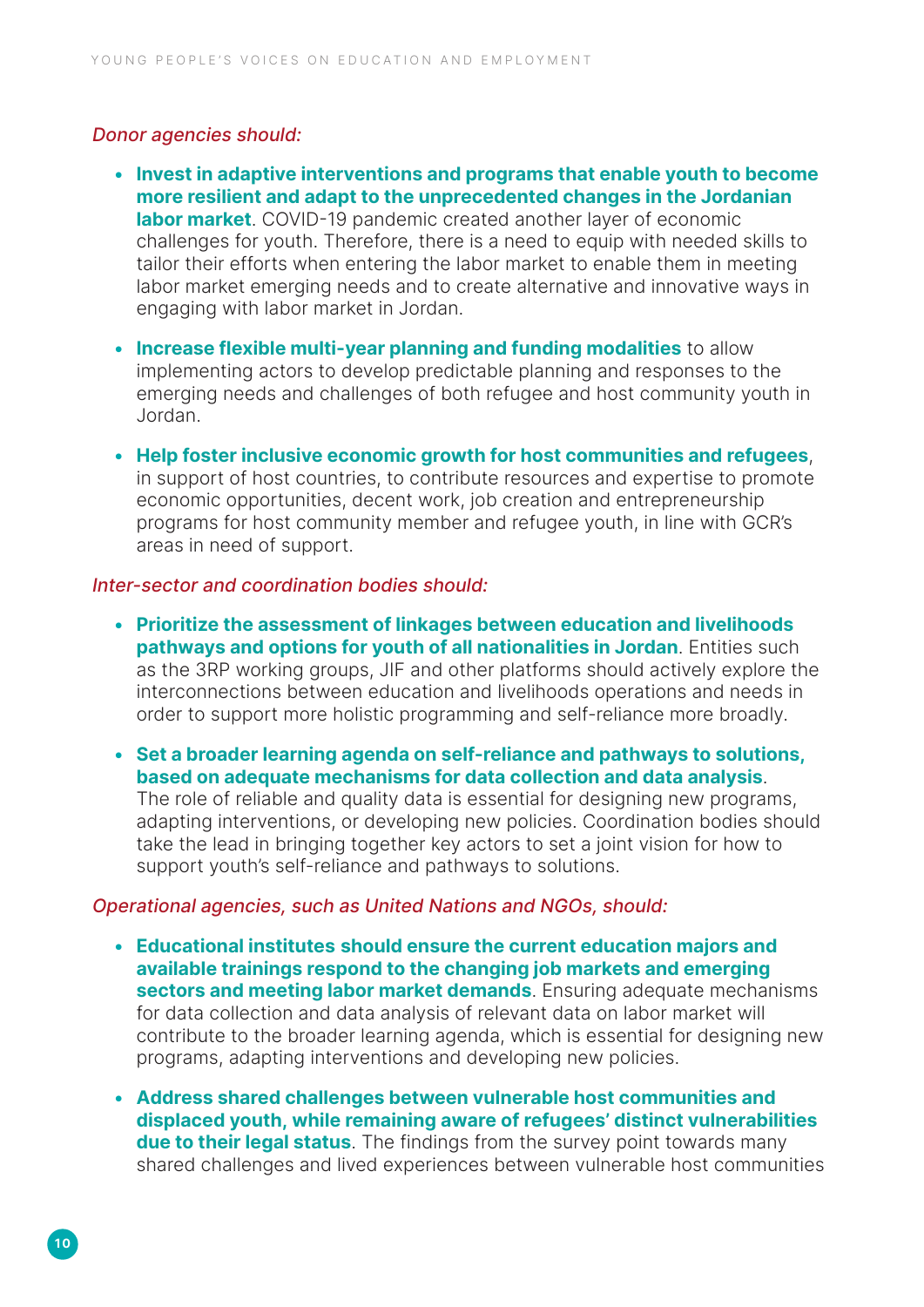*Donor agencies should:*

- **Invest in adaptive interventions and programs that enable youth to become more resilient and adapt to the unprecedented changes in the Jordanian labor market**. COVID-19 pandemic created another layer of economic challenges for youth. Therefore, there is a need to equip with needed skills to tailor their efforts when entering the labor market to enable them in meeting labor market emerging needs and to create alternative and innovative ways in engaging with labor market in Jordan.

- **Increase flexible multi-year planning and funding modalities** to allow implementing actors to develop predictable planning and responses to the emerging needs and challenges of both refugee and host community youth in Jordan.

- **Help foster inclusive economic growth for host communities and refugees**, in support of host countries, to contribute resources and expertise to promote economic opportunities, decent work, job creation and entrepreneurship programs for host community member and refugee youth, in line with GCR's areas in need of support.

*Inter-sector and coordination bodies should:*

- **Prioritize the assessment of linkages between education and livelihoods pathways and options for youth of all nationalities in Jordan**. Entities such as the 3RP working groups, JIF and other platforms should actively explore the interconnections between education and livelihoods operations and needs in order to support more holistic programming and self-reliance more broadly.

- **Set a broader learning agenda on self-reliance and pathways to solutions, based on adequate mechanisms for data collection and data analysis**. The role of reliable and quality data is essential for designing new programs, adapting interventions, or developing new policies. Coordination bodies should take the lead in bringing together key actors to set a joint vision for how to support youth's self-reliance and pathways to solutions.

*Operational agencies, such as United Nations and NGOs, should:*

- **Educational institutes should ensure the current education majors and available trainings respond to the changing job markets and emerging sectors and meeting labor market demands**. Ensuring adequate mechanisms for data collection and data analysis of relevant data on labor market will contribute to the broader learning agenda, which is essential for designing new programs, adapting interventions and developing new policies.

- **Address shared challenges between vulnerable host communities and displaced youth, while remaining aware of refugees' distinct vulnerabilities due to their legal status**. The findings from the survey point towards many shared challenges and lived experiences between vulnerable host communities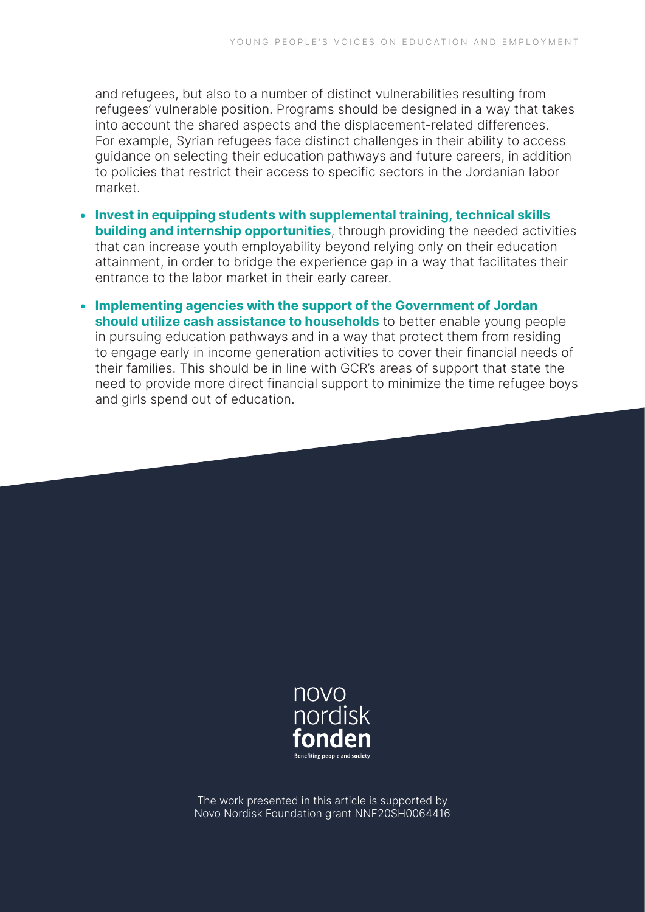and refugees, but also to a number of distinct vulnerabilities resulting from refugees' vulnerable position. Programs should be designed in a way that takes into account the shared aspects and the displacement-related differences. For example, Syrian refugees face distinct challenges in their ability to access guidance on selecting their education pathways and future careers, in addition to policies that restrict their access to specific sectors in the Jordanian labor market.

- **Invest in equipping students with supplemental training, technical skills building and internship opportunities**, through providing the needed activities that can increase youth employability beyond relying only on their education attainment, in order to bridge the experience gap in a way that facilitates their entrance to the labor market in their early career.
- **Implementing agencies with the support of the Government of Jordan should utilize cash assistance to households** to better enable young people in pursuing education pathways and in a way that protect them from residing to engage early in income generation activities to cover their financial needs of their families. This should be in line with GCR's areas of support that state the need to provide more direct financial support to minimize the time refugee boys and girls spend out of education.

novo nordisk **fonden**

Benefiting people and society

The work presented in this article is supported by Novo Nordisk Foundation grant NNF20SH0064416